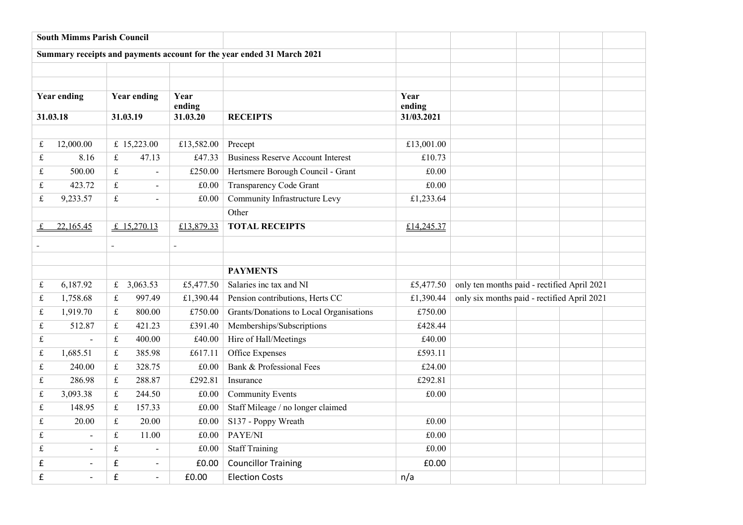**South Mimms Parish Council**

**Summary receipts and payments account for the year ended 31 March 2021**

| Year ending 31.03.18 | Year ending 31.03.19 | Year ending 31.03.20 | RECEIPTS | Year ending 31/03.2021 | |
|---|---|---|---|---|---|
| £ 12,000.00 | £ 15,223.00 | £13,582.00 | Precept | £13,001.00 | |
| £ 8.16 | £ 47.13 | £47.33 | Business Reserve Account Interest | £10.73 | |
| £ 500.00 | £ - | £250.00 | Hertsmere Borough Council - Grant | £0.00 | |
| £ 423.72 | £ - | £0.00 | Transparency Code Grant | £0.00 | |
| £ 9,233.57 | £ - | £0.00 | Community Infrastructure Levy | £1,233.64 | |
| | | | Other | | |
| £ 22,165.45 | £ 15,270.13 | £13,879.33 | **TOTAL RECEIPTS** | £14,245.37 | |
| - | - | - | | | |
| | | | **PAYMENTS** | | |
| £ 6,187.92 | £ 3,063.53 | £5,477.50 | Salaries inc tax and NI | £5,477.50 | only ten months paid - rectified April 2021 |
| £ 1,758.68 | £ 997.49 | £1,390.44 | Pension contributions, Herts CC | £1,390.44 | only six months paid - rectified April 2021 |
| £ 1,919.70 | £ 800.00 | £750.00 | Grants/Donations to Local Organisations | £750.00 | |
| £ 512.87 | £ 421.23 | £391.40 | Memberships/Subscriptions | £428.44 | |
| £ - | £ 400.00 | £40.00 | Hire of Hall/Meetings | £40.00 | |
| £ 1,685.51 | £ 385.98 | £617.11 | Office Expenses | £593.11 | |
| £ 240.00 | £ 328.75 | £0.00 | Bank & Professional Fees | £24.00 | |
| £ 286.98 | £ 288.87 | £292.81 | Insurance | £292.81 | |
| £ 3,093.38 | £ 244.50 | £0.00 | Community Events | £0.00 | |
| £ 148.95 | £ 157.33 | £0.00 | Staff Mileage / no longer claimed | | |
| £ 20.00 | £ 20.00 | £0.00 | S137 - Poppy Wreath | £0.00 | |
| £ - | £ 11.00 | £0.00 | PAYE/NI | £0.00 | |
| £ - | £ - | £0.00 | Staff Training | £0.00 | |
| £ - | £ - | £0.00 | Councillor Training | £0.00 | |
| £ - | £ - | £0.00 | Election Costs | n/a | |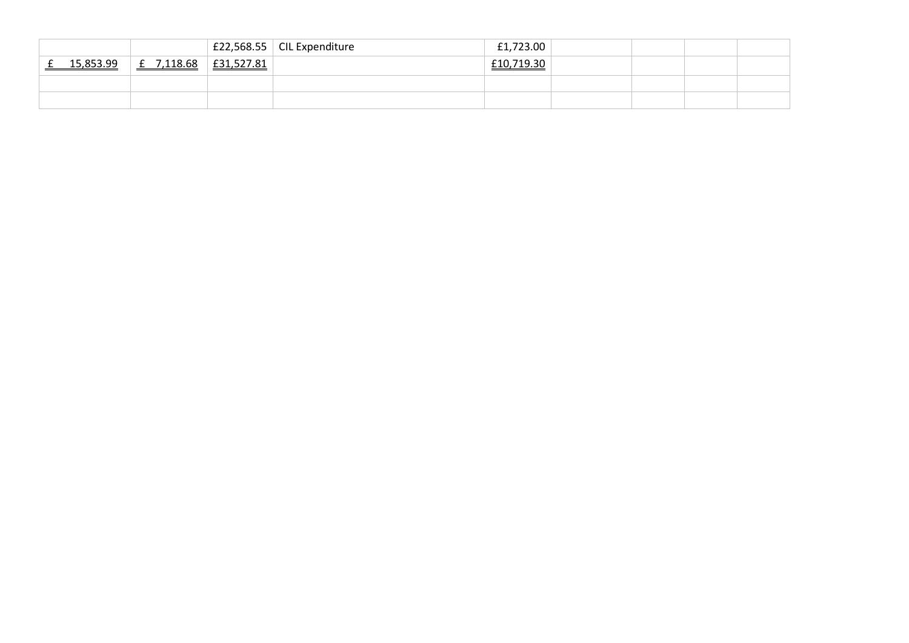| | | | | | | | | |
|---|---|---|---|---|---|---|---|---|
| | | £22,568.55 | CIL Expenditure | £1,723.00 | | | | |
| £ 15,853.99 | £ 7,118.68 | £31,527.81 | | £10,719.30 | | | | |
| | | | | | | | | |
| | | | | | | | | |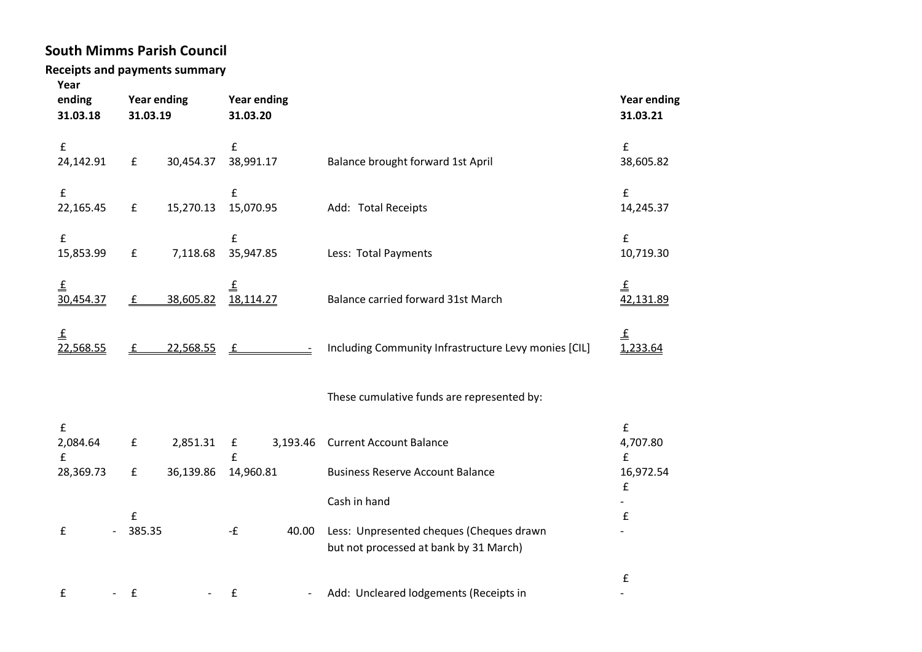## South Mimms Parish Council

### Receipts and payments summary

| Year ending 31.03.18 | Year ending 31.03.19 | Year ending 31.03.20 | | Year ending 31.03.21 |
|---|---|---|---|---|
| £ 24,142.91 | £ 30,454.37 | £ 38,991.17 | Balance brought forward 1st April | £ 38,605.82 |
| £ 22,165.45 | £ 15,270.13 | £ 15,070.95 | Add: Total Receipts | £ 14,245.37 |
| £ 15,853.99 | £ 7,118.68 | £ 35,947.85 | Less: Total Payments | £ 10,719.30 |
| £ 30,454.37 | £ 38,605.82 | £ 18,114.27 | Balance carried forward 31st March | £ 42,131.89 |
| £ 22,568.55 | £ 22,568.55 | £ - | Including Community Infrastructure Levy monies [CIL] | £ 1,233.64 |
| | | | These cumulative funds are represented by: | |
| £ 2,084.64 | £ 2,851.31 | £ 3,193.46 | Current Account Balance | £ 4,707.80 |
| £ 28,369.73 | £ 36,139.86 | £ 14,960.81 | Business Reserve Account Balance | £ 16,972.54 |
| | | | Cash in hand | £ - |
| £ - | £ 385.35 | -£ 40.00 | Less: Unpresented cheques (Cheques drawn but not processed at bank by 31 March) | £ - |
| £ - | £ - | £ - | Add: Uncleared lodgements (Receipts in | £ - |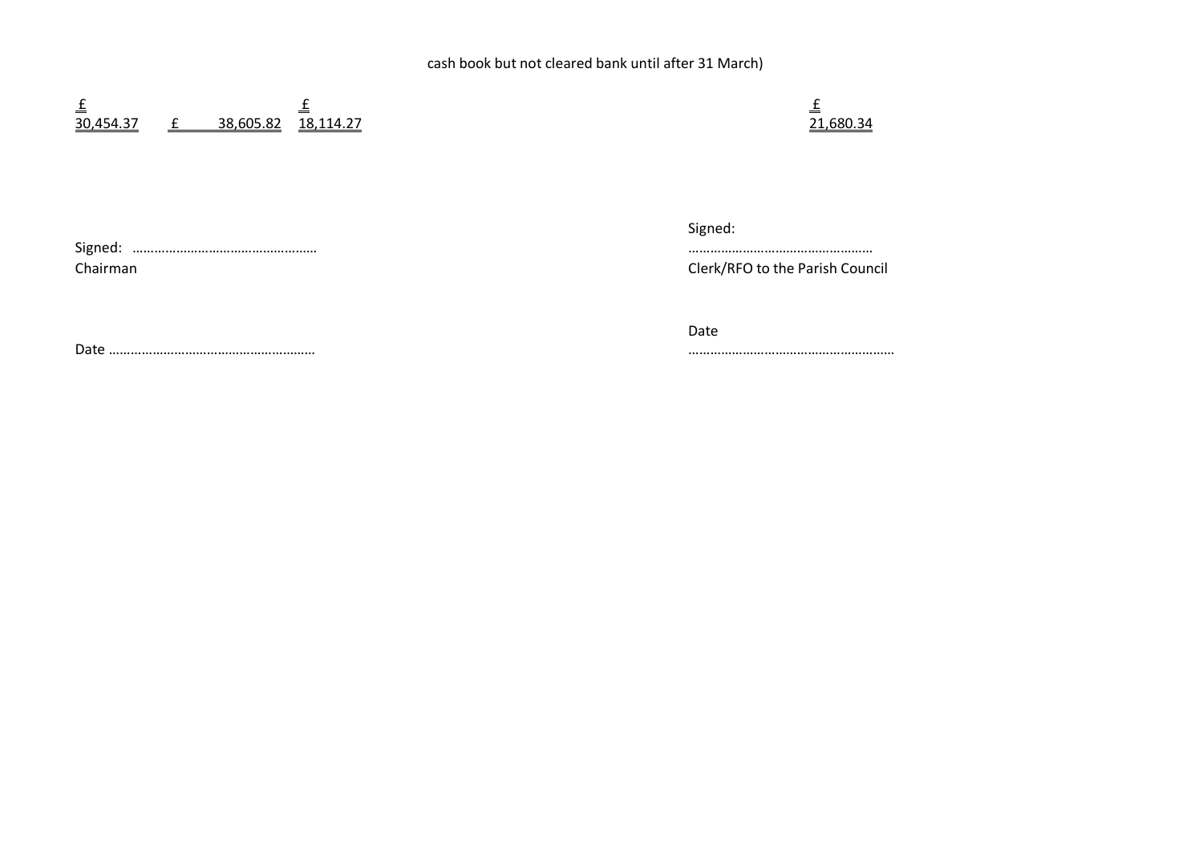cash book but not cleared bank until after 31 March)

| | | | |
|---|---|---|---|
| £ 30,454.37 | £ 38,605.82 | £ 18,114.27 | £ 21,680.34 |

Signed: ……………………………………………
Chairman

Signed: ……………………………………………
Clerk/RFO to the Parish Council

Date …………………………………………………

Date …………………………………………………